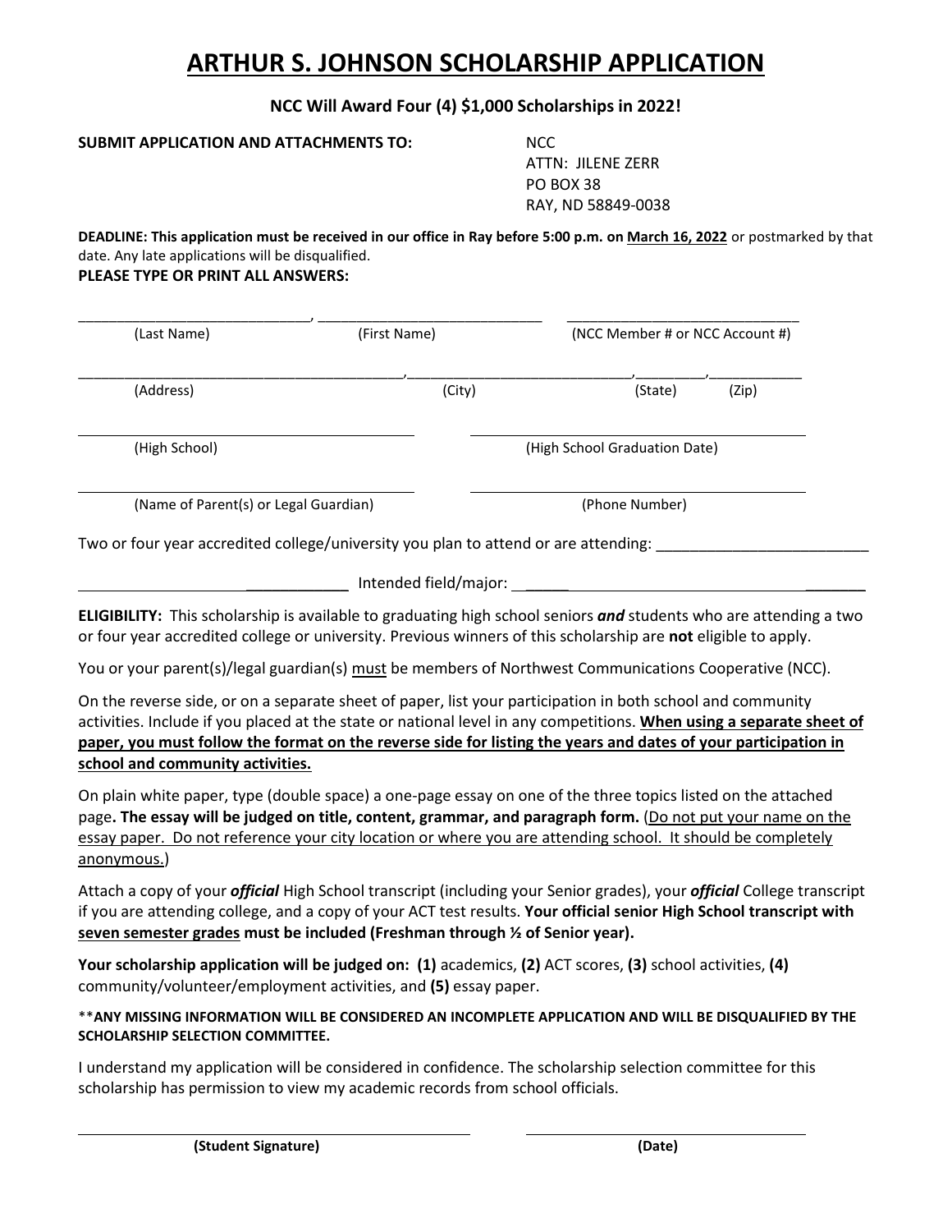# ARTHUR S. JOHNSON SCHOLARSHIP APPLICATION

**NCC Will Award Four (4) $1,000 Scholarships in 2022!**

**SUBMIT APPLICATION AND ATTACHMENTS TO:**

NCC
ATTN: JILENE ZERR
PO BOX 38
RAY, ND 58849-0038

**DEADLINE: This application must be received in our office in Ray before 5:00 p.m. on March 16, 2022** or postmarked by that date. Any late applications will be disqualified.

**PLEASE TYPE OR PRINT ALL ANSWERS:**

______________________________, ____________________________ ____________________________

(Last Name) (First Name) (NCC Member # or NCC Account #)

__________________________________________,_____________________________,_________,____________

(Address) (City) (State) (Zip)

________________________________________ ________________________________________

(High School) (High School Graduation Date)

________________________________________ ________________________________________

(Name of Parent(s) or Legal Guardian) (Phone Number)

Two or four year accredited college/university you plan to attend or are attending: _________________________

________________________________ Intended field/major: ________________________________________

**ELIGIBILITY:** This scholarship is available to graduating high school seniors ***and*** students who are attending a two or four year accredited college or university. Previous winners of this scholarship are **not** eligible to apply.

You or your parent(s)/legal guardian(s) <u>must</u> be members of Northwest Communications Cooperative (NCC).

On the reverse side, or on a separate sheet of paper, list your participation in both school and community activities. Include if you placed at the state or national level in any competitions. **<u>When using a separate sheet of paper, you must follow the format on the reverse side for listing the years and dates of your participation in school and community activities.</u>**

On plain white paper, type (double space) a one-page essay on one of the three topics listed on the attached page**. The essay will be judged on title, content, grammar, and paragraph form.** (<u>Do not put your name on the essay paper. Do not reference your city location or where you are attending school. It should be completely anonymous.</u>)

Attach a copy of your ***official*** High School transcript (including your Senior grades), your ***official*** College transcript if you are attending college, and a copy of your ACT test results. **Your official senior High School transcript with <u>seven semester grades</u> must be included (Freshman through ½ of Senior year).**

**Your scholarship application will be judged on: (1)** academics, **(2)** ACT scores, **(3)** school activities, **(4)** community/volunteer/employment activities, and **(5)** essay paper.

\*\***ANY MISSING INFORMATION WILL BE CONSIDERED AN INCOMPLETE APPLICATION AND WILL BE DISQUALIFIED BY THE SCHOLARSHIP SELECTION COMMITTEE.**

I understand my application will be considered in confidence. The scholarship selection committee for this scholarship has permission to view my academic records from school officials.

________________________________________ ________________________________________

**(Student Signature)** **(Date)**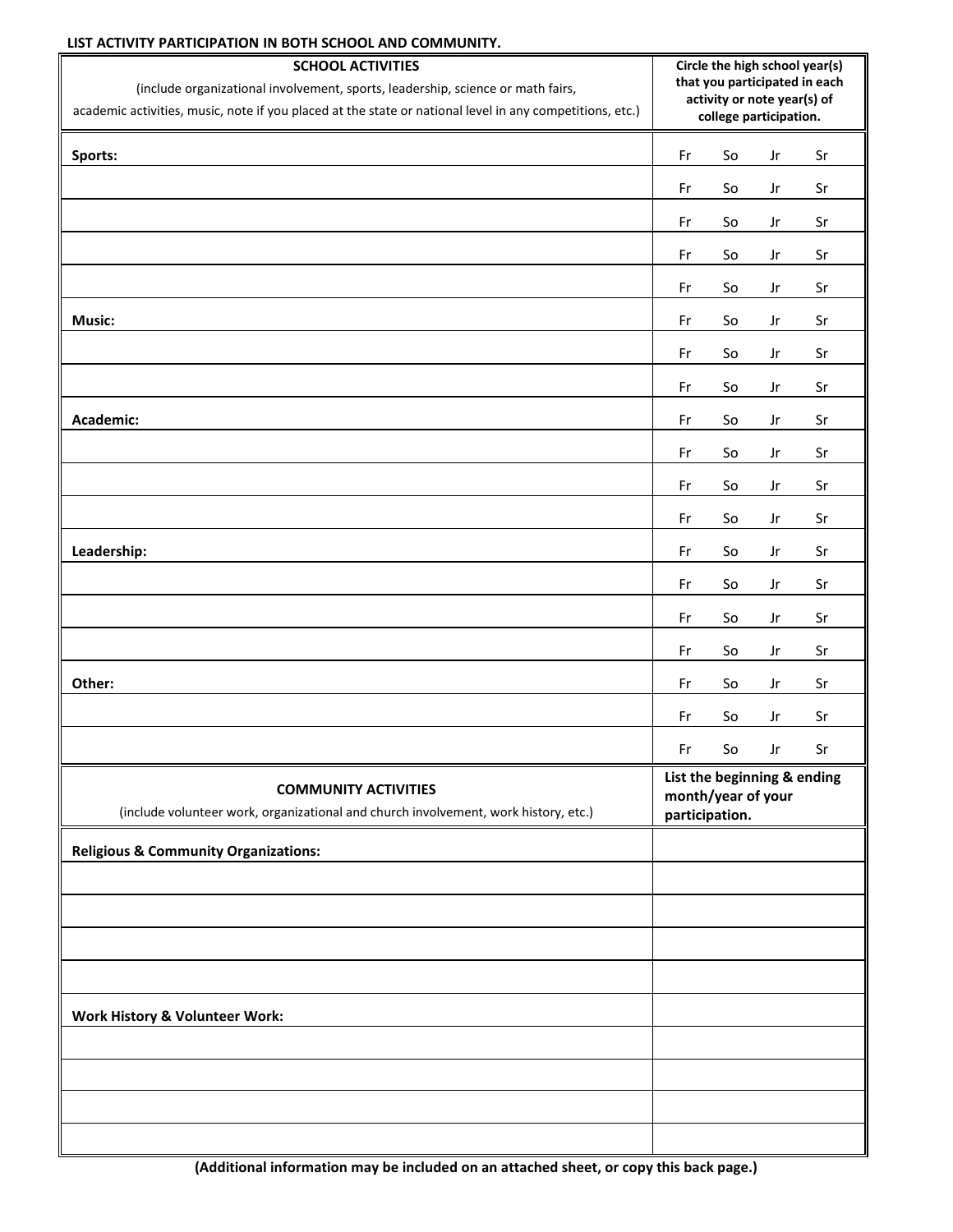**LIST ACTIVITY PARTICIPATION IN BOTH SCHOOL AND COMMUNITY.**

| **SCHOOL ACTIVITIES**<br>(include organizational involvement, sports, leadership, science or math fairs, academic activities, music, note if you placed at the state or national level in any competitions, etc.) | **Circle the high school year(s) that you participated in each activity or note year(s) of college participation.** |
|---|---|
| **Sports:** | Fr So Jr Sr |
| | Fr So Jr Sr |
| | Fr So Jr Sr |
| | Fr So Jr Sr |
| | Fr So Jr Sr |
| **Music:** | Fr So Jr Sr |
| | Fr So Jr Sr |
| | Fr So Jr Sr |
| **Academic:** | Fr So Jr Sr |
| | Fr So Jr Sr |
| | Fr So Jr Sr |
| | Fr So Jr Sr |
| **Leadership:** | Fr So Jr Sr |
| | Fr So Jr Sr |
| | Fr So Jr Sr |
| | Fr So Jr Sr |
| **Other:** | Fr So Jr Sr |
| | Fr So Jr Sr |
| | Fr So Jr Sr |

| **COMMUNITY ACTIVITIES**<br>(include volunteer work, organizational and church involvement, work history, etc.) | **List the beginning & ending month/year of your participation.** |
|---|---|
| **Religious & Community Organizations:** | |
| | |
| | |
| | |
| | |
| **Work History & Volunteer Work:** | |
| | |
| | |
| | |
| | |

**(Additional information may be included on an attached sheet, or copy this back page.)**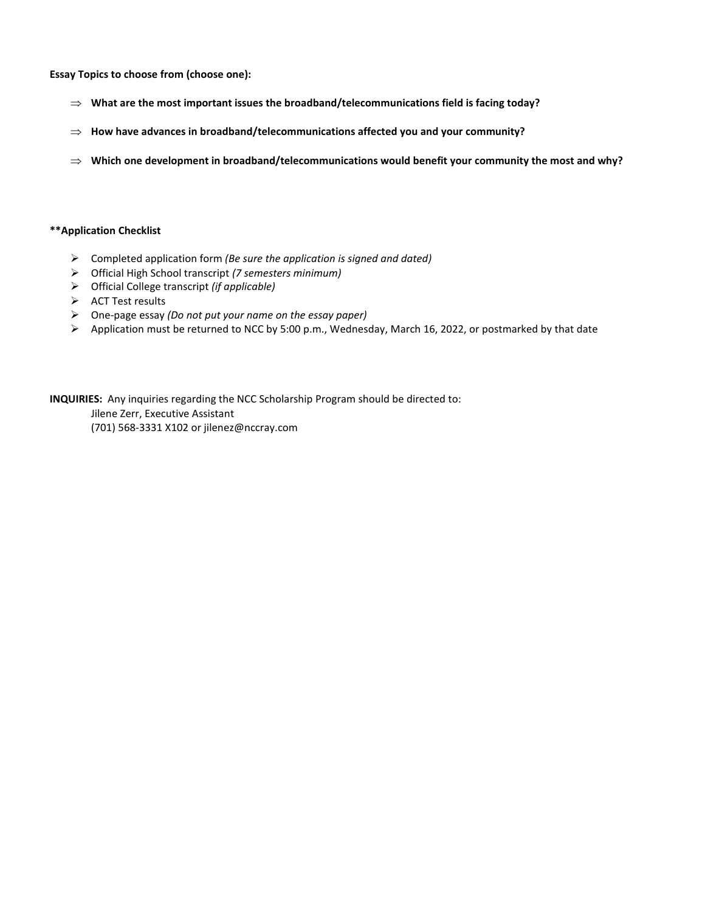**Essay Topics to choose from (choose one):**

- ⇒ **What are the most important issues the broadband/telecommunications field is facing today?**
- ⇒ **How have advances in broadband/telecommunications affected you and your community?**
- ⇒ **Which one development in broadband/telecommunications would benefit your community the most and why?**

**\*\*Application Checklist**

- Completed application form *(Be sure the application is signed and dated)*
- Official High School transcript *(7 semesters minimum)*
- Official College transcript *(if applicable)*
- ACT Test results
- One-page essay *(Do not put your name on the essay paper)*
- Application must be returned to NCC by 5:00 p.m., Wednesday, March 16, 2022, or postmarked by that date

**INQUIRIES:** Any inquiries regarding the NCC Scholarship Program should be directed to:
Jilene Zerr, Executive Assistant
(701) 568-3331 X102 or jilenez@nccray.com